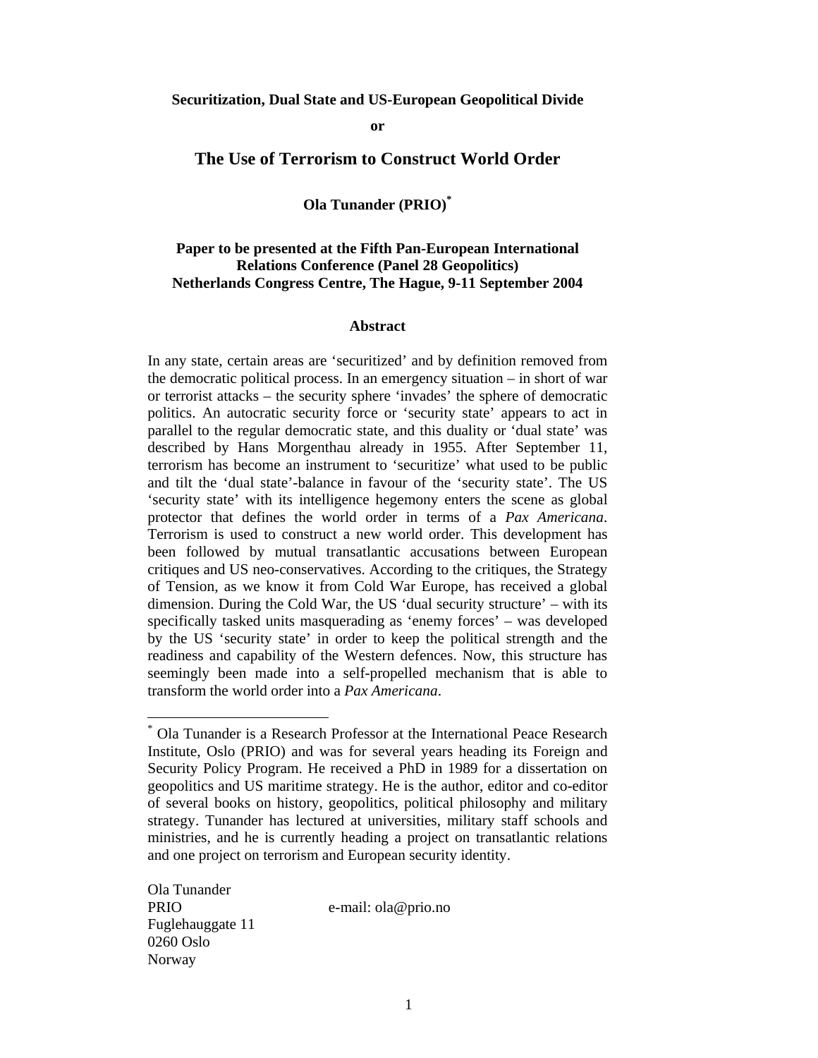**Securitization, Dual State and US-European Geopolitical Divide**

**or**

# The Use of Terrorism to Construct World Order

**Ola Tunander (PRIO)[*]**

**Paper to be presented at the Fifth Pan-European International Relations Conference (Panel 28 Geopolitics)**
**Netherlands Congress Centre, The Hague, 9-11 September 2004**

## Abstract

In any state, certain areas are 'securitized' and by definition removed from the democratic political process. In an emergency situation – in short of war or terrorist attacks – the security sphere 'invades' the sphere of democratic politics. An autocratic security force or 'security state' appears to act in parallel to the regular democratic state, and this duality or 'dual state' was described by Hans Morgenthau already in 1955. After September 11, terrorism has become an instrument to 'securitize' what used to be public and tilt the 'dual state'-balance in favour of the 'security state'. The US 'security state' with its intelligence hegemony enters the scene as global protector that defines the world order in terms of a *Pax Americana*. Terrorism is used to construct a new world order. This development has been followed by mutual transatlantic accusations between European critiques and US neo-conservatives. According to the critiques, the Strategy of Tension, as we know it from Cold War Europe, has received a global dimension. During the Cold War, the US 'dual security structure' – with its specifically tasked units masquerading as 'enemy forces' – was developed by the US 'security state' in order to keep the political strength and the readiness and capability of the Western defences. Now, this structure has seemingly been made into a self-propelled mechanism that is able to transform the world order into a *Pax Americana*.

[*] Ola Tunander is a Research Professor at the International Peace Research Institute, Oslo (PRIO) and was for several years heading its Foreign and Security Policy Program. He received a PhD in 1989 for a dissertation on geopolitics and US maritime strategy. He is the author, editor and co-editor of several books on history, geopolitics, political philosophy and military strategy. Tunander has lectured at universities, military staff schools and ministries, and he is currently heading a project on transatlantic relations and one project on terrorism and European security identity.

Ola Tunander
PRIO
Fuglehauggate 11
0260 Oslo
Norway

e-mail: ola@prio.no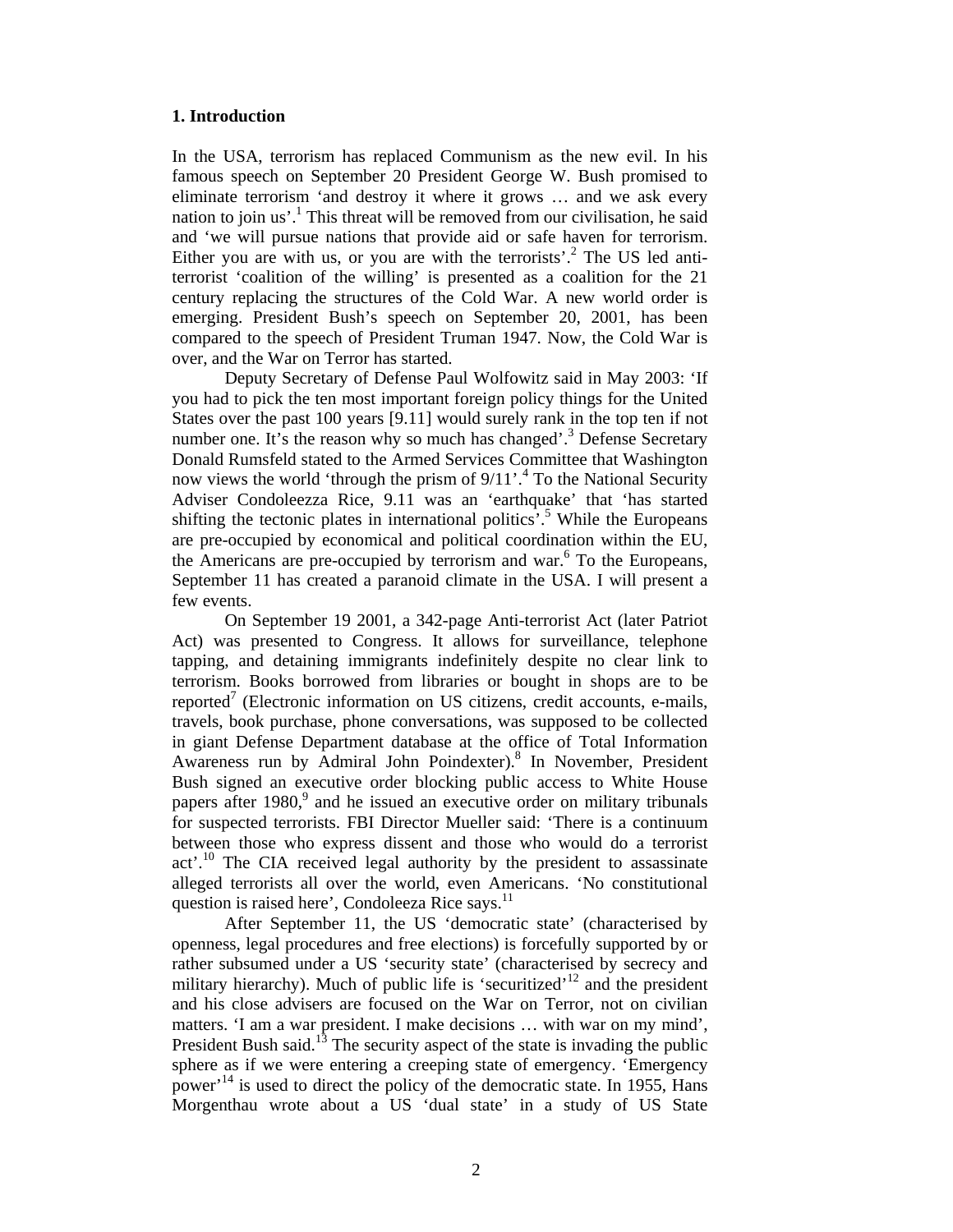## 1. Introduction

In the USA, terrorism has replaced Communism as the new evil. In his famous speech on September 20 President George W. Bush promised to eliminate terrorism 'and destroy it where it grows … and we ask every nation to join us'.[1] This threat will be removed from our civilisation, he said and 'we will pursue nations that provide aid or safe haven for terrorism. Either you are with us, or you are with the terrorists'.[2] The US led anti-terrorist 'coalition of the willing' is presented as a coalition for the 21 century replacing the structures of the Cold War. A new world order is emerging. President Bush's speech on September 20, 2001, has been compared to the speech of President Truman 1947. Now, the Cold War is over, and the War on Terror has started.

Deputy Secretary of Defense Paul Wolfowitz said in May 2003: 'If you had to pick the ten most important foreign policy things for the United States over the past 100 years [9.11] would surely rank in the top ten if not number one. It's the reason why so much has changed'.[3] Defense Secretary Donald Rumsfeld stated to the Armed Services Committee that Washington now views the world 'through the prism of 9/11'.[4] To the National Security Adviser Condoleezza Rice, 9.11 was an 'earthquake' that 'has started shifting the tectonic plates in international politics'.[5] While the Europeans are pre-occupied by economical and political coordination within the EU, the Americans are pre-occupied by terrorism and war.[6] To the Europeans, September 11 has created a paranoid climate in the USA. I will present a few events.

On September 19 2001, a 342-page Anti-terrorist Act (later Patriot Act) was presented to Congress. It allows for surveillance, telephone tapping, and detaining immigrants indefinitely despite no clear link to terrorism. Books borrowed from libraries or bought in shops are to be reported[7] (Electronic information on US citizens, credit accounts, e-mails, travels, book purchase, phone conversations, was supposed to be collected in giant Defense Department database at the office of Total Information Awareness run by Admiral John Poindexter).[8] In November, President Bush signed an executive order blocking public access to White House papers after 1980,[9] and he issued an executive order on military tribunals for suspected terrorists. FBI Director Mueller said: 'There is a continuum between those who express dissent and those who would do a terrorist act'.[10] The CIA received legal authority by the president to assassinate alleged terrorists all over the world, even Americans. 'No constitutional question is raised here', Condoleeza Rice says.[11]

After September 11, the US 'democratic state' (characterised by openness, legal procedures and free elections) is forcefully supported by or rather subsumed under a US 'security state' (characterised by secrecy and military hierarchy). Much of public life is 'securitized'[12] and the president and his close advisers are focused on the War on Terror, not on civilian matters. 'I am a war president. I make decisions … with war on my mind', President Bush said.[13] The security aspect of the state is invading the public sphere as if we were entering a creeping state of emergency. 'Emergency power'[14] is used to direct the policy of the democratic state. In 1955, Hans Morgenthau wrote about a US 'dual state' in a study of US State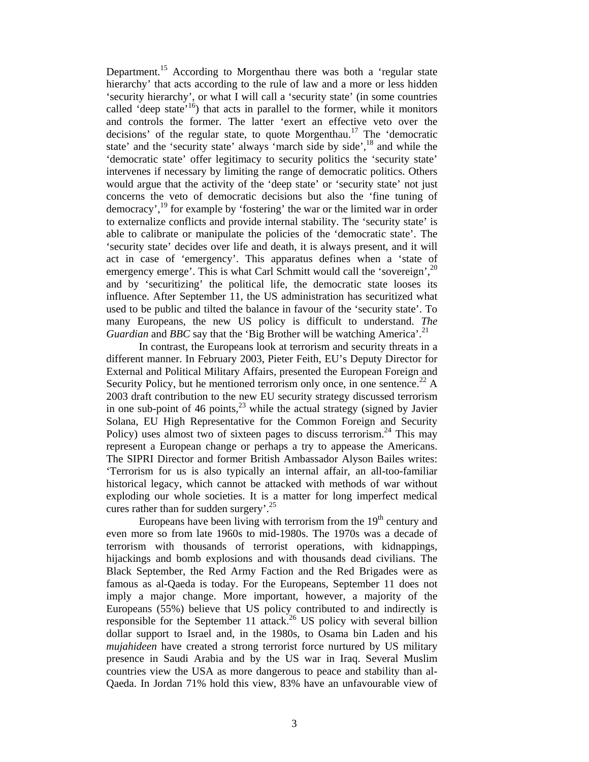Department.[15] According to Morgenthau there was both a 'regular state hierarchy' that acts according to the rule of law and a more or less hidden 'security hierarchy', or what I will call a 'security state' (in some countries called 'deep state'[16]) that acts in parallel to the former, while it monitors and controls the former. The latter 'exert an effective veto over the decisions' of the regular state, to quote Morgenthau.[17] The 'democratic state' and the 'security state' always 'march side by side',[18] and while the 'democratic state' offer legitimacy to security politics the 'security state' intervenes if necessary by limiting the range of democratic politics. Others would argue that the activity of the 'deep state' or 'security state' not just concerns the veto of democratic decisions but also the 'fine tuning of democracy',[19] for example by 'fostering' the war or the limited war in order to externalize conflicts and provide internal stability. The 'security state' is able to calibrate or manipulate the policies of the 'democratic state'. The 'security state' decides over life and death, it is always present, and it will act in case of 'emergency'. This apparatus defines when a 'state of emergency emerge'. This is what Carl Schmitt would call the 'sovereign',[20] and by 'securitizing' the political life, the democratic state looses its influence. After September 11, the US administration has securitized what used to be public and tilted the balance in favour of the 'security state'. To many Europeans, the new US policy is difficult to understand. *The Guardian* and *BBC* say that the 'Big Brother will be watching America'.[21]

In contrast, the Europeans look at terrorism and security threats in a different manner. In February 2003, Pieter Feith, EU's Deputy Director for External and Political Military Affairs, presented the European Foreign and Security Policy, but he mentioned terrorism only once, in one sentence.[22] A 2003 draft contribution to the new EU security strategy discussed terrorism in one sub-point of 46 points,[23] while the actual strategy (signed by Javier Solana, EU High Representative for the Common Foreign and Security Policy) uses almost two of sixteen pages to discuss terrorism.[24] This may represent a European change or perhaps a try to appease the Americans. The SIPRI Director and former British Ambassador Alyson Bailes writes: 'Terrorism for us is also typically an internal affair, an all-too-familiar historical legacy, which cannot be attacked with methods of war without exploding our whole societies. It is a matter for long imperfect medical cures rather than for sudden surgery'.[25]

Europeans have been living with terrorism from the 19th century and even more so from late 1960s to mid-1980s. The 1970s was a decade of terrorism with thousands of terrorist operations, with kidnappings, hijackings and bomb explosions and with thousands dead civilians. The Black September, the Red Army Faction and the Red Brigades were as famous as al-Qaeda is today. For the Europeans, September 11 does not imply a major change. More important, however, a majority of the Europeans (55%) believe that US policy contributed to and indirectly is responsible for the September 11 attack.[26] US policy with several billion dollar support to Israel and, in the 1980s, to Osama bin Laden and his *mujahideen* have created a strong terrorist force nurtured by US military presence in Saudi Arabia and by the US war in Iraq. Several Muslim countries view the USA as more dangerous to peace and stability than al-Qaeda. In Jordan 71% hold this view, 83% have an unfavourable view of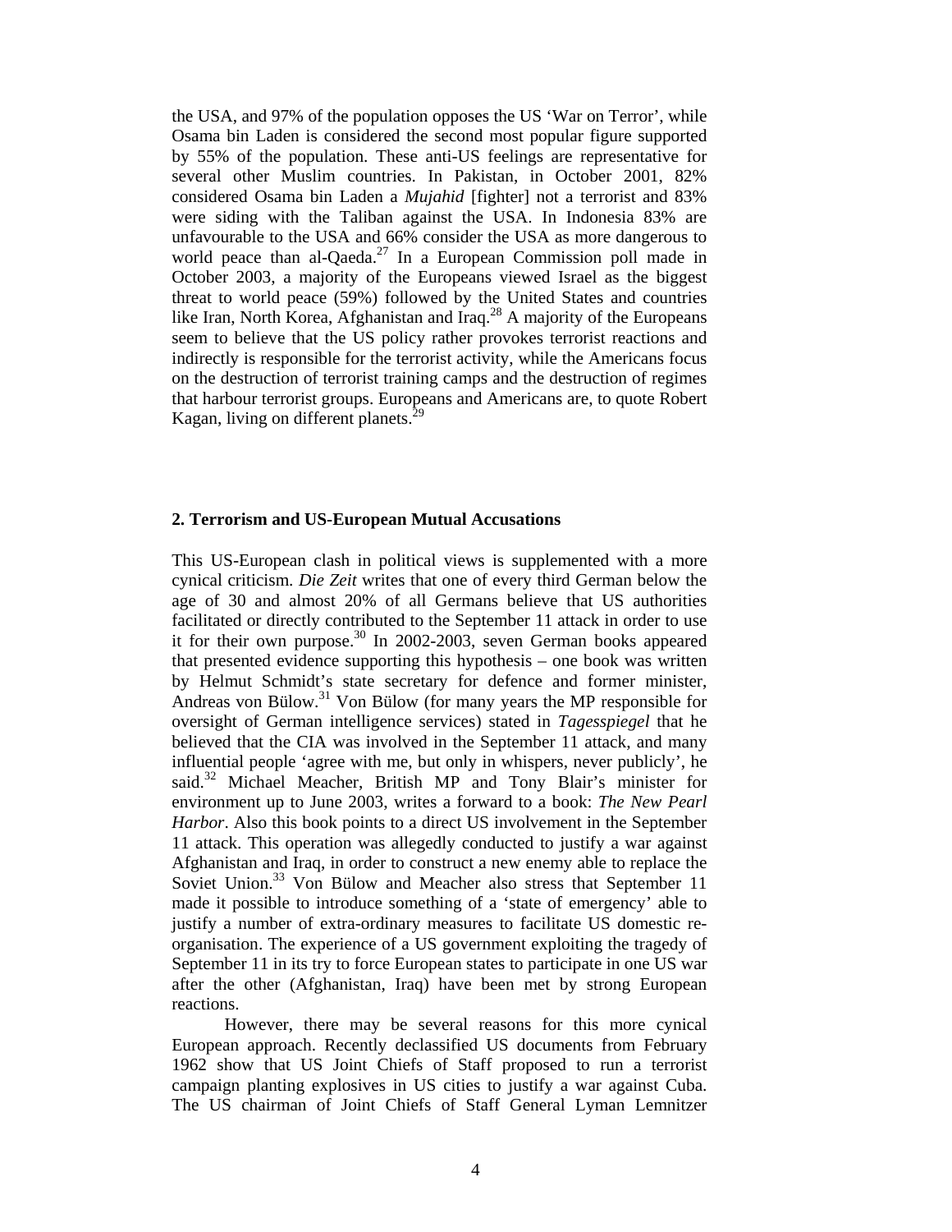the USA, and 97% of the population opposes the US 'War on Terror', while Osama bin Laden is considered the second most popular figure supported by 55% of the population. These anti-US feelings are representative for several other Muslim countries. In Pakistan, in October 2001, 82% considered Osama bin Laden a *Mujahid* [fighter] not a terrorist and 83% were siding with the Taliban against the USA. In Indonesia 83% are unfavourable to the USA and 66% consider the USA as more dangerous to world peace than al-Qaeda.[27] In a European Commission poll made in October 2003, a majority of the Europeans viewed Israel as the biggest threat to world peace (59%) followed by the United States and countries like Iran, North Korea, Afghanistan and Iraq.[28] A majority of the Europeans seem to believe that the US policy rather provokes terrorist reactions and indirectly is responsible for the terrorist activity, while the Americans focus on the destruction of terrorist training camps and the destruction of regimes that harbour terrorist groups. Europeans and Americans are, to quote Robert Kagan, living on different planets.[29]

## 2. Terrorism and US-European Mutual Accusations

This US-European clash in political views is supplemented with a more cynical criticism. *Die Zeit* writes that one of every third German below the age of 30 and almost 20% of all Germans believe that US authorities facilitated or directly contributed to the September 11 attack in order to use it for their own purpose.[30] In 2002-2003, seven German books appeared that presented evidence supporting this hypothesis – one book was written by Helmut Schmidt's state secretary for defence and former minister, Andreas von Bülow.[31] Von Bülow (for many years the MP responsible for oversight of German intelligence services) stated in *Tagesspiegel* that he believed that the CIA was involved in the September 11 attack, and many influential people 'agree with me, but only in whispers, never publicly', he said.[32] Michael Meacher, British MP and Tony Blair's minister for environment up to June 2003, writes a forward to a book: *The New Pearl Harbor*. Also this book points to a direct US involvement in the September 11 attack. This operation was allegedly conducted to justify a war against Afghanistan and Iraq, in order to construct a new enemy able to replace the Soviet Union.[33] Von Bülow and Meacher also stress that September 11 made it possible to introduce something of a 'state of emergency' able to justify a number of extra-ordinary measures to facilitate US domestic re-organisation. The experience of a US government exploiting the tragedy of September 11 in its try to force European states to participate in one US war after the other (Afghanistan, Iraq) have been met by strong European reactions.

However, there may be several reasons for this more cynical European approach. Recently declassified US documents from February 1962 show that US Joint Chiefs of Staff proposed to run a terrorist campaign planting explosives in US cities to justify a war against Cuba. The US chairman of Joint Chiefs of Staff General Lyman Lemnitzer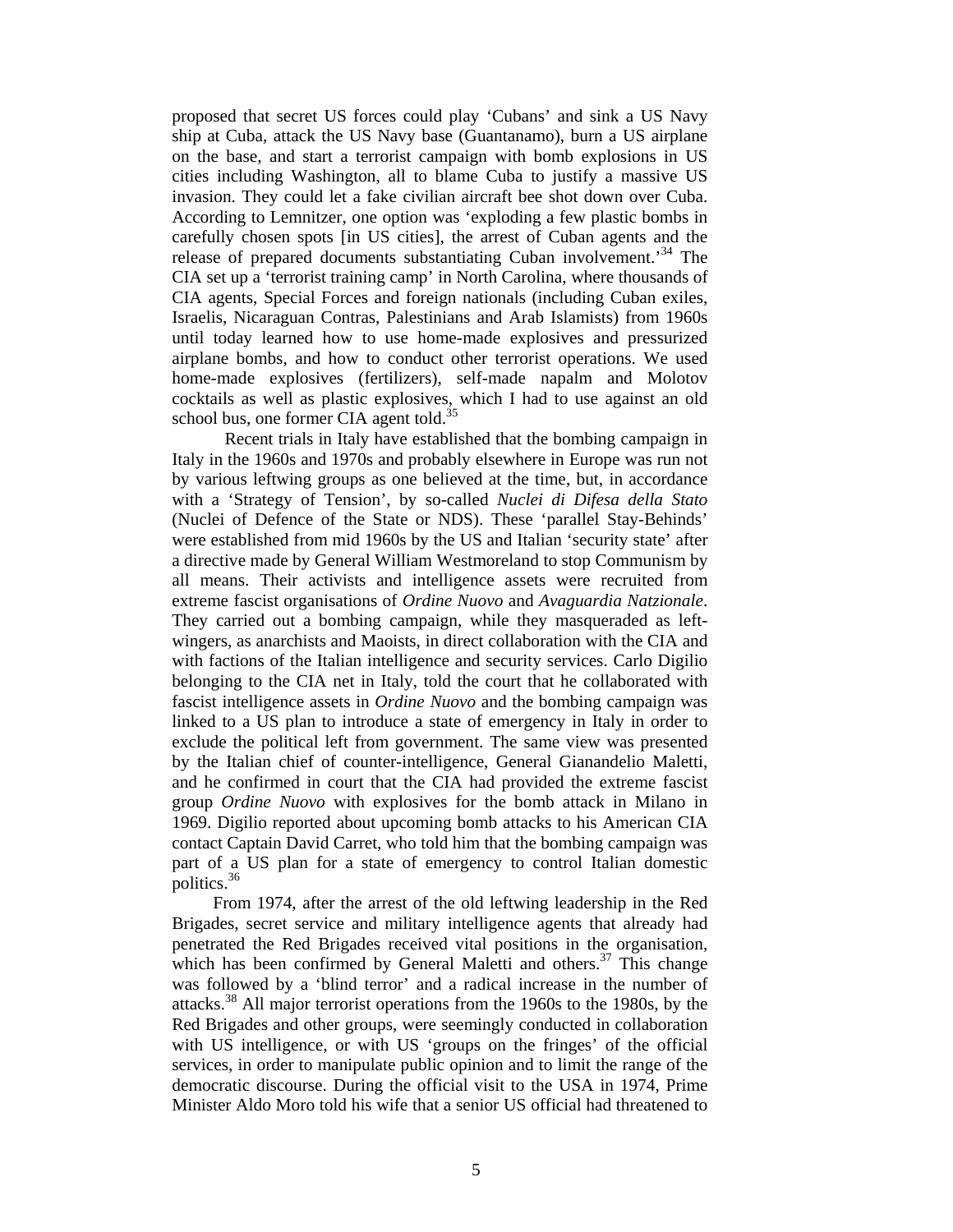proposed that secret US forces could play 'Cubans' and sink a US Navy ship at Cuba, attack the US Navy base (Guantanamo), burn a US airplane on the base, and start a terrorist campaign with bomb explosions in US cities including Washington, all to blame Cuba to justify a massive US invasion. They could let a fake civilian aircraft bee shot down over Cuba. According to Lemnitzer, one option was 'exploding a few plastic bombs in carefully chosen spots [in US cities], the arrest of Cuban agents and the release of prepared documents substantiating Cuban involvement.'[34] The CIA set up a 'terrorist training camp' in North Carolina, where thousands of CIA agents, Special Forces and foreign nationals (including Cuban exiles, Israelis, Nicaraguan Contras, Palestinians and Arab Islamists) from 1960s until today learned how to use home-made explosives and pressurized airplane bombs, and how to conduct other terrorist operations. We used home-made explosives (fertilizers), self-made napalm and Molotov cocktails as well as plastic explosives, which I had to use against an old school bus, one former CIA agent told.[35]

Recent trials in Italy have established that the bombing campaign in Italy in the 1960s and 1970s and probably elsewhere in Europe was run not by various leftwing groups as one believed at the time, but, in accordance with a 'Strategy of Tension', by so-called *Nuclei di Difesa della Stato* (Nuclei of Defence of the State or NDS). These 'parallel Stay-Behinds' were established from mid 1960s by the US and Italian 'security state' after a directive made by General William Westmoreland to stop Communism by all means. Their activists and intelligence assets were recruited from extreme fascist organisations of *Ordine Nuovo* and *Avaguardia Natzionale*. They carried out a bombing campaign, while they masqueraded as left-wingers, as anarchists and Maoists, in direct collaboration with the CIA and with factions of the Italian intelligence and security services. Carlo Digilio belonging to the CIA net in Italy, told the court that he collaborated with fascist intelligence assets in *Ordine Nuovo* and the bombing campaign was linked to a US plan to introduce a state of emergency in Italy in order to exclude the political left from government. The same view was presented by the Italian chief of counter-intelligence, General Gianandelio Maletti, and he confirmed in court that the CIA had provided the extreme fascist group *Ordine Nuovo* with explosives for the bomb attack in Milano in 1969. Digilio reported about upcoming bomb attacks to his American CIA contact Captain David Carret, who told him that the bombing campaign was part of a US plan for a state of emergency to control Italian domestic politics.[36]

From 1974, after the arrest of the old leftwing leadership in the Red Brigades, secret service and military intelligence agents that already had penetrated the Red Brigades received vital positions in the organisation, which has been confirmed by General Maletti and others.[37] This change was followed by a 'blind terror' and a radical increase in the number of attacks.[38] All major terrorist operations from the 1960s to the 1980s, by the Red Brigades and other groups, were seemingly conducted in collaboration with US intelligence, or with US 'groups on the fringes' of the official services, in order to manipulate public opinion and to limit the range of the democratic discourse. During the official visit to the USA in 1974, Prime Minister Aldo Moro told his wife that a senior US official had threatened to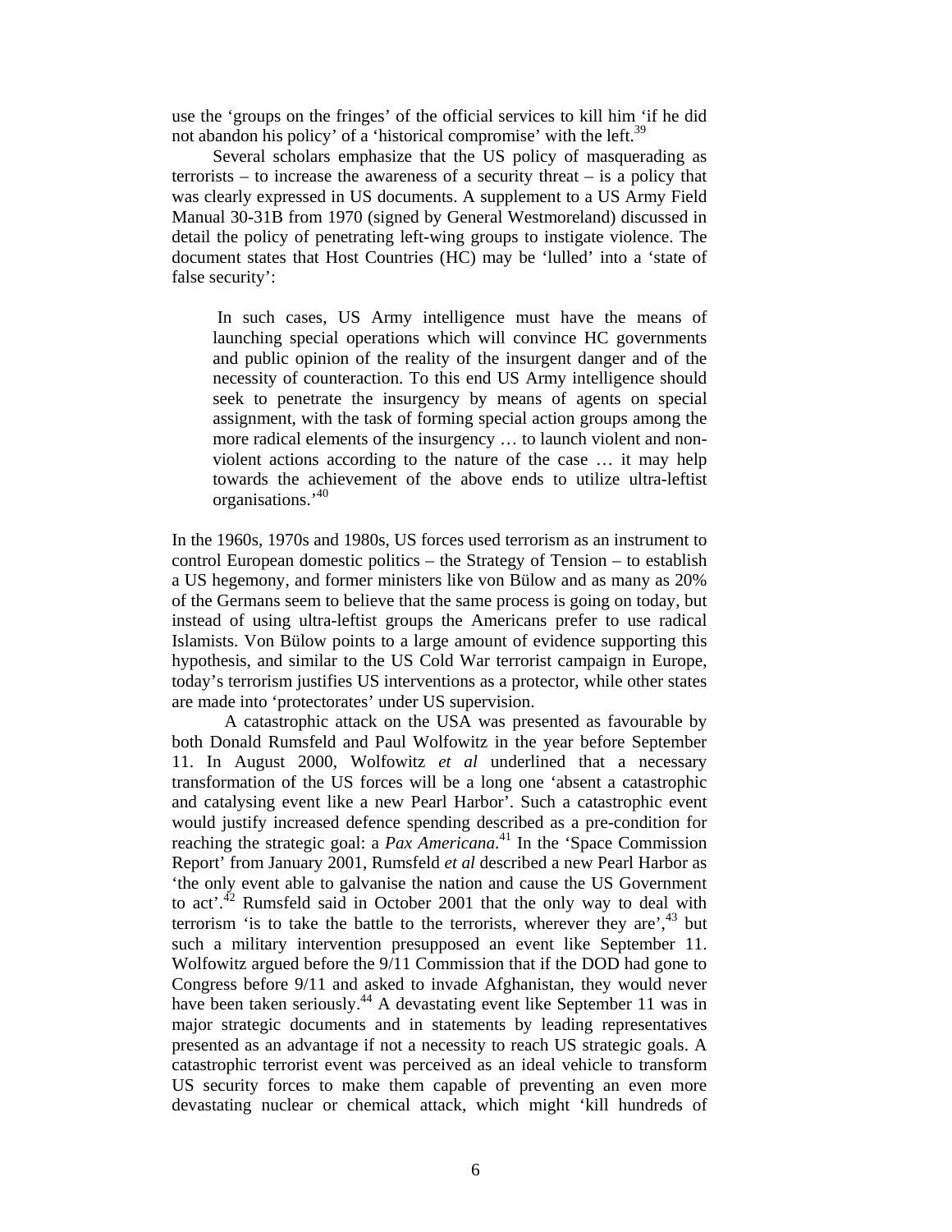use the 'groups on the fringes' of the official services to kill him 'if he did not abandon his policy' of a 'historical compromise' with the left.[39]

Several scholars emphasize that the US policy of masquerading as terrorists – to increase the awareness of a security threat – is a policy that was clearly expressed in US documents. A supplement to a US Army Field Manual 30-31B from 1970 (signed by General Westmoreland) discussed in detail the policy of penetrating left-wing groups to instigate violence. The document states that Host Countries (HC) may be 'lulled' into a 'state of false security':

> In such cases, US Army intelligence must have the means of launching special operations which will convince HC governments and public opinion of the reality of the insurgent danger and of the necessity of counteraction. To this end US Army intelligence should seek to penetrate the insurgency by means of agents on special assignment, with the task of forming special action groups among the more radical elements of the insurgency … to launch violent and non-violent actions according to the nature of the case … it may help towards the achievement of the above ends to utilize ultra-leftist organisations.'[40]

In the 1960s, 1970s and 1980s, US forces used terrorism as an instrument to control European domestic politics – the Strategy of Tension – to establish a US hegemony, and former ministers like von Bülow and as many as 20% of the Germans seem to believe that the same process is going on today, but instead of using ultra-leftist groups the Americans prefer to use radical Islamists. Von Bülow points to a large amount of evidence supporting this hypothesis, and similar to the US Cold War terrorist campaign in Europe, today's terrorism justifies US interventions as a protector, while other states are made into 'protectorates' under US supervision.

A catastrophic attack on the USA was presented as favourable by both Donald Rumsfeld and Paul Wolfowitz in the year before September 11. In August 2000, Wolfowitz *et al* underlined that a necessary transformation of the US forces will be a long one 'absent a catastrophic and catalysing event like a new Pearl Harbor'. Such a catastrophic event would justify increased defence spending described as a pre-condition for reaching the strategic goal: a *Pax Americana*.[41] In the 'Space Commission Report' from January 2001, Rumsfeld *et al* described a new Pearl Harbor as 'the only event able to galvanise the nation and cause the US Government to act'.[42] Rumsfeld said in October 2001 that the only way to deal with terrorism 'is to take the battle to the terrorists, wherever they are',[43] but such a military intervention presupposed an event like September 11. Wolfowitz argued before the 9/11 Commission that if the DOD had gone to Congress before 9/11 and asked to invade Afghanistan, they would never have been taken seriously.[44] A devastating event like September 11 was in major strategic documents and in statements by leading representatives presented as an advantage if not a necessity to reach US strategic goals. A catastrophic terrorist event was perceived as an ideal vehicle to transform US security forces to make them capable of preventing an even more devastating nuclear or chemical attack, which might 'kill hundreds of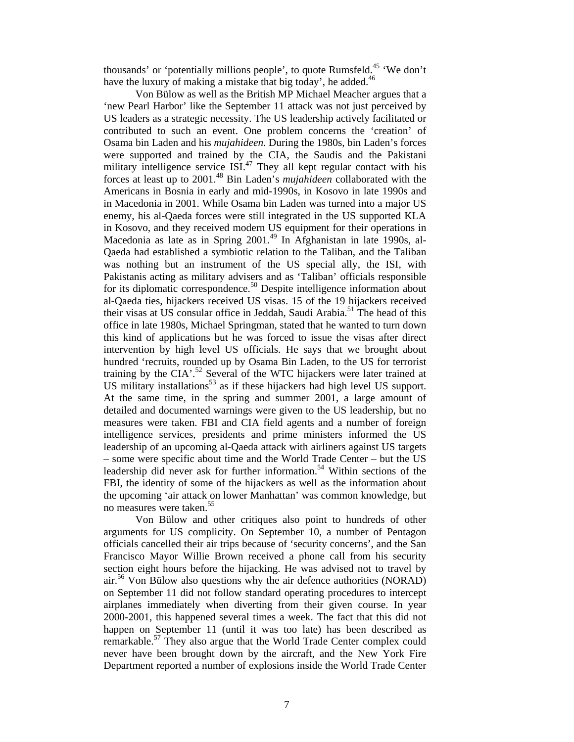thousands' or 'potentially millions people', to quote Rumsfeld.[45] 'We don't have the luxury of making a mistake that big today', he added.[46]

Von Bülow as well as the British MP Michael Meacher argues that a 'new Pearl Harbor' like the September 11 attack was not just perceived by US leaders as a strategic necessity. The US leadership actively facilitated or contributed to such an event. One problem concerns the 'creation' of Osama bin Laden and his *mujahideen*. During the 1980s, bin Laden's forces were supported and trained by the CIA, the Saudis and the Pakistani military intelligence service ISI.[47] They all kept regular contact with his forces at least up to 2001.[48] Bin Laden's *mujahideen* collaborated with the Americans in Bosnia in early and mid-1990s, in Kosovo in late 1990s and in Macedonia in 2001. While Osama bin Laden was turned into a major US enemy, his al-Qaeda forces were still integrated in the US supported KLA in Kosovo, and they received modern US equipment for their operations in Macedonia as late as in Spring 2001.[49] In Afghanistan in late 1990s, al-Qaeda had established a symbiotic relation to the Taliban, and the Taliban was nothing but an instrument of the US special ally, the ISI, with Pakistanis acting as military advisers and as 'Taliban' officials responsible for its diplomatic correspondence.[50] Despite intelligence information about al-Qaeda ties, hijackers received US visas. 15 of the 19 hijackers received their visas at US consular office in Jeddah, Saudi Arabia.[51] The head of this office in late 1980s, Michael Springman, stated that he wanted to turn down this kind of applications but he was forced to issue the visas after direct intervention by high level US officials. He says that we brought about hundred 'recruits, rounded up by Osama Bin Laden, to the US for terrorist training by the CIA'.[52] Several of the WTC hijackers were later trained at US military installations[53] as if these hijackers had high level US support. At the same time, in the spring and summer 2001, a large amount of detailed and documented warnings were given to the US leadership, but no measures were taken. FBI and CIA field agents and a number of foreign intelligence services, presidents and prime ministers informed the US leadership of an upcoming al-Qaeda attack with airliners against US targets – some were specific about time and the World Trade Center – but the US leadership did never ask for further information.[54] Within sections of the FBI, the identity of some of the hijackers as well as the information about the upcoming 'air attack on lower Manhattan' was common knowledge, but no measures were taken.[55]

Von Bülow and other critiques also point to hundreds of other arguments for US complicity. On September 10, a number of Pentagon officials cancelled their air trips because of 'security concerns', and the San Francisco Mayor Willie Brown received a phone call from his security section eight hours before the hijacking. He was advised not to travel by air.[56] Von Bülow also questions why the air defence authorities (NORAD) on September 11 did not follow standard operating procedures to intercept airplanes immediately when diverting from their given course. In year 2000-2001, this happened several times a week. The fact that this did not happen on September 11 (until it was too late) has been described as remarkable.[57] They also argue that the World Trade Center complex could never have been brought down by the aircraft, and the New York Fire Department reported a number of explosions inside the World Trade Center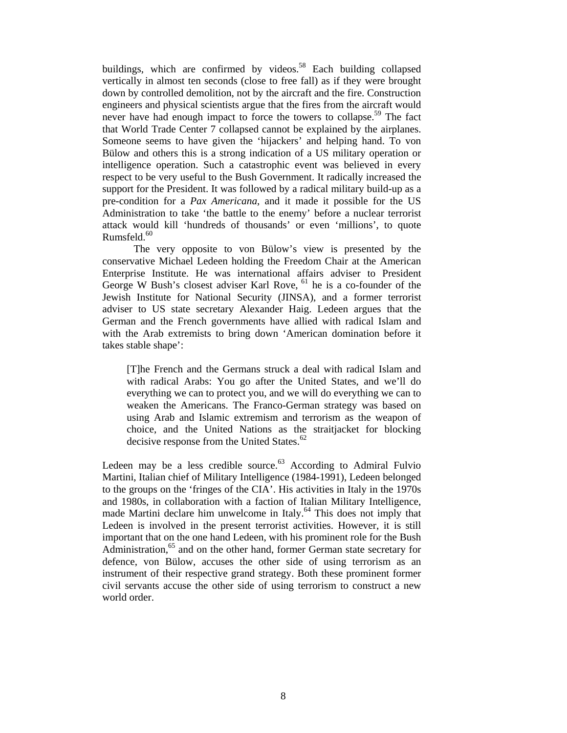buildings, which are confirmed by videos.[58] Each building collapsed vertically in almost ten seconds (close to free fall) as if they were brought down by controlled demolition, not by the aircraft and the fire. Construction engineers and physical scientists argue that the fires from the aircraft would never have had enough impact to force the towers to collapse.[59] The fact that World Trade Center 7 collapsed cannot be explained by the airplanes. Someone seems to have given the 'hijackers' and helping hand. To von Bülow and others this is a strong indication of a US military operation or intelligence operation. Such a catastrophic event was believed in every respect to be very useful to the Bush Government. It radically increased the support for the President. It was followed by a radical military build-up as a pre-condition for a *Pax Americana*, and it made it possible for the US Administration to take 'the battle to the enemy' before a nuclear terrorist attack would kill 'hundreds of thousands' or even 'millions', to quote Rumsfeld.[60]

The very opposite to von Bülow's view is presented by the conservative Michael Ledeen holding the Freedom Chair at the American Enterprise Institute. He was international affairs adviser to President George W Bush's closest adviser Karl Rove, [61] he is a co-founder of the Jewish Institute for National Security (JINSA), and a former terrorist adviser to US state secretary Alexander Haig. Ledeen argues that the German and the French governments have allied with radical Islam and with the Arab extremists to bring down 'American domination before it takes stable shape':

> [T]he French and the Germans struck a deal with radical Islam and with radical Arabs: You go after the United States, and we'll do everything we can to protect you, and we will do everything we can to weaken the Americans. The Franco-German strategy was based on using Arab and Islamic extremism and terrorism as the weapon of choice, and the United Nations as the straitjacket for blocking decisive response from the United States.[62]

Ledeen may be a less credible source.[63] According to Admiral Fulvio Martini, Italian chief of Military Intelligence (1984-1991), Ledeen belonged to the groups on the 'fringes of the CIA'. His activities in Italy in the 1970s and 1980s, in collaboration with a faction of Italian Military Intelligence, made Martini declare him unwelcome in Italy.[64] This does not imply that Ledeen is involved in the present terrorist activities. However, it is still important that on the one hand Ledeen, with his prominent role for the Bush Administration,[65] and on the other hand, former German state secretary for defence, von Bülow, accuses the other side of using terrorism as an instrument of their respective grand strategy. Both these prominent former civil servants accuse the other side of using terrorism to construct a new world order.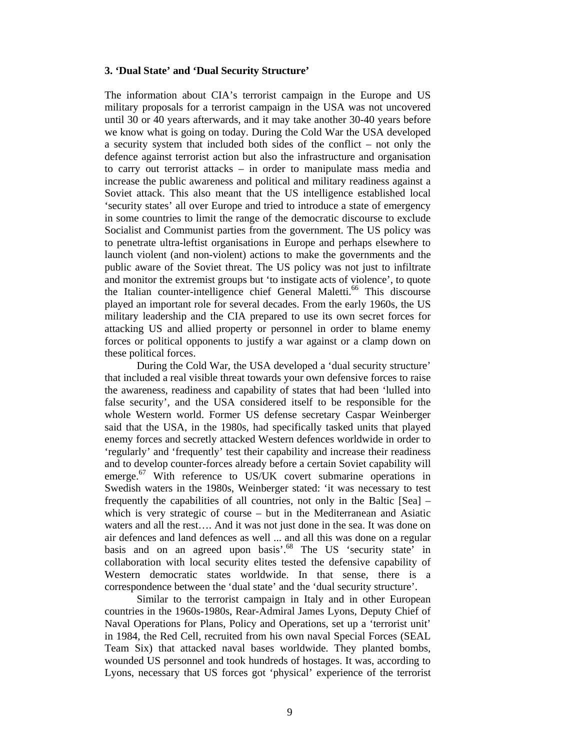### 3. 'Dual State' and 'Dual Security Structure'

The information about CIA's terrorist campaign in the Europe and US military proposals for a terrorist campaign in the USA was not uncovered until 30 or 40 years afterwards, and it may take another 30-40 years before we know what is going on today. During the Cold War the USA developed a security system that included both sides of the conflict – not only the defence against terrorist action but also the infrastructure and organisation to carry out terrorist attacks – in order to manipulate mass media and increase the public awareness and political and military readiness against a Soviet attack. This also meant that the US intelligence established local 'security states' all over Europe and tried to introduce a state of emergency in some countries to limit the range of the democratic discourse to exclude Socialist and Communist parties from the government. The US policy was to penetrate ultra-leftist organisations in Europe and perhaps elsewhere to launch violent (and non-violent) actions to make the governments and the public aware of the Soviet threat. The US policy was not just to infiltrate and monitor the extremist groups but 'to instigate acts of violence', to quote the Italian counter-intelligence chief General Maletti.[66] This discourse played an important role for several decades. From the early 1960s, the US military leadership and the CIA prepared to use its own secret forces for attacking US and allied property or personnel in order to blame enemy forces or political opponents to justify a war against or a clamp down on these political forces.

During the Cold War, the USA developed a 'dual security structure' that included a real visible threat towards your own defensive forces to raise the awareness, readiness and capability of states that had been 'lulled into false security', and the USA considered itself to be responsible for the whole Western world. Former US defense secretary Caspar Weinberger said that the USA, in the 1980s, had specifically tasked units that played enemy forces and secretly attacked Western defences worldwide in order to 'regularly' and 'frequently' test their capability and increase their readiness and to develop counter-forces already before a certain Soviet capability will emerge.[67] With reference to US/UK covert submarine operations in Swedish waters in the 1980s, Weinberger stated: 'it was necessary to test frequently the capabilities of all countries, not only in the Baltic [Sea] – which is very strategic of course – but in the Mediterranean and Asiatic waters and all the rest…. And it was not just done in the sea. It was done on air defences and land defences as well ... and all this was done on a regular basis and on an agreed upon basis'.[68] The US 'security state' in collaboration with local security elites tested the defensive capability of Western democratic states worldwide. In that sense, there is a correspondence between the 'dual state' and the 'dual security structure'.

Similar to the terrorist campaign in Italy and in other European countries in the 1960s-1980s, Rear-Admiral James Lyons, Deputy Chief of Naval Operations for Plans, Policy and Operations, set up a 'terrorist unit' in 1984, the Red Cell, recruited from his own naval Special Forces (SEAL Team Six) that attacked naval bases worldwide. They planted bombs, wounded US personnel and took hundreds of hostages. It was, according to Lyons, necessary that US forces got 'physical' experience of the terrorist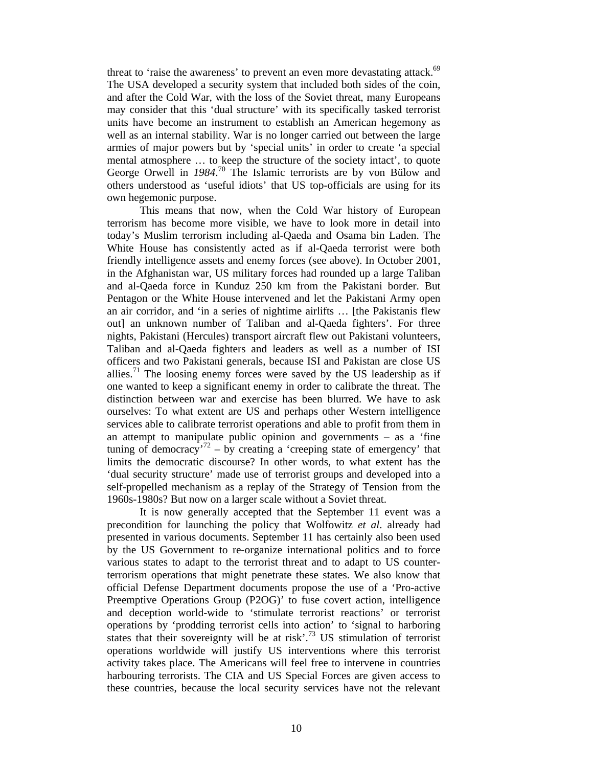threat to 'raise the awareness' to prevent an even more devastating attack.[69] The USA developed a security system that included both sides of the coin, and after the Cold War, with the loss of the Soviet threat, many Europeans may consider that this 'dual structure' with its specifically tasked terrorist units have become an instrument to establish an American hegemony as well as an internal stability. War is no longer carried out between the large armies of major powers but by 'special units' in order to create 'a special mental atmosphere … to keep the structure of the society intact', to quote George Orwell in *1984*.[70] The Islamic terrorists are by von Bülow and others understood as 'useful idiots' that US top-officials are using for its own hegemonic purpose.

This means that now, when the Cold War history of European terrorism has become more visible, we have to look more in detail into today's Muslim terrorism including al-Qaeda and Osama bin Laden. The White House has consistently acted as if al-Qaeda terrorist were both friendly intelligence assets and enemy forces (see above). In October 2001, in the Afghanistan war, US military forces had rounded up a large Taliban and al-Qaeda force in Kunduz 250 km from the Pakistani border. But Pentagon or the White House intervened and let the Pakistani Army open an air corridor, and 'in a series of nighttime airlifts … [the Pakistanis flew out] an unknown number of Taliban and al-Qaeda fighters'. For three nights, Pakistani (Hercules) transport aircraft flew out Pakistani volunteers, Taliban and al-Qaeda fighters and leaders as well as a number of ISI officers and two Pakistani generals, because ISI and Pakistan are close US allies.[71] The loosing enemy forces were saved by the US leadership as if one wanted to keep a significant enemy in order to calibrate the threat. The distinction between war and exercise has been blurred. We have to ask ourselves: To what extent are US and perhaps other Western intelligence services able to calibrate terrorist operations and able to profit from them in an attempt to manipulate public opinion and governments – as a 'fine tuning of democracy'[72] – by creating a 'creeping state of emergency' that limits the democratic discourse? In other words, to what extent has the 'dual security structure' made use of terrorist groups and developed into a self-propelled mechanism as a replay of the Strategy of Tension from the 1960s-1980s? But now on a larger scale without a Soviet threat.

It is now generally accepted that the September 11 event was a precondition for launching the policy that Wolfowitz *et al*. already had presented in various documents. September 11 has certainly also been used by the US Government to re-organize international politics and to force various states to adapt to the terrorist threat and to adapt to US counter-terrorism operations that might penetrate these states. We also know that official Defense Department documents propose the use of a 'Pro-active Preemptive Operations Group (P2OG)' to fuse covert action, intelligence and deception world-wide to 'stimulate terrorist reactions' or terrorist operations by 'prodding terrorist cells into action' to 'signal to harboring states that their sovereignty will be at risk'.[73] US stimulation of terrorist operations worldwide will justify US interventions where this terrorist activity takes place. The Americans will feel free to intervene in countries harbouring terrorists. The CIA and US Special Forces are given access to these countries, because the local security services have not the relevant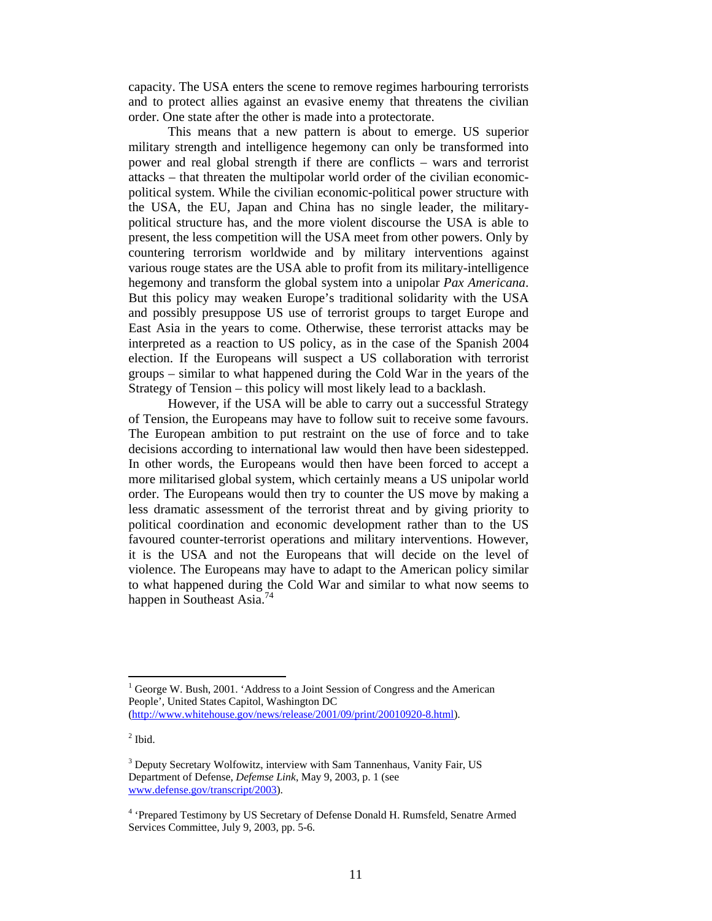capacity. The USA enters the scene to remove regimes harbouring terrorists and to protect allies against an evasive enemy that threatens the civilian order. One state after the other is made into a protectorate.

This means that a new pattern is about to emerge. US superior military strength and intelligence hegemony can only be transformed into power and real global strength if there are conflicts – wars and terrorist attacks – that threaten the multipolar world order of the civilian economic-political system. While the civilian economic-political power structure with the USA, the EU, Japan and China has no single leader, the military-political structure has, and the more violent discourse the USA is able to present, the less competition will the USA meet from other powers. Only by countering terrorism worldwide and by military interventions against various rouge states are the USA able to profit from its military-intelligence hegemony and transform the global system into a unipolar *Pax Americana*. But this policy may weaken Europe's traditional solidarity with the USA and possibly presuppose US use of terrorist groups to target Europe and East Asia in the years to come. Otherwise, these terrorist attacks may be interpreted as a reaction to US policy, as in the case of the Spanish 2004 election. If the Europeans will suspect a US collaboration with terrorist groups – similar to what happened during the Cold War in the years of the Strategy of Tension – this policy will most likely lead to a backlash.

However, if the USA will be able to carry out a successful Strategy of Tension, the Europeans may have to follow suit to receive some favours. The European ambition to put restraint on the use of force and to take decisions according to international law would then have been sidestepped. In other words, the Europeans would then have been forced to accept a more militarised global system, which certainly means a US unipolar world order. The Europeans would then try to counter the US move by making a less dramatic assessment of the terrorist threat and by giving priority to political coordination and economic development rather than to the US favoured counter-terrorist operations and military interventions. However, it is the USA and not the Europeans that will decide on the level of violence. The Europeans may have to adapt to the American policy similar to what happened during the Cold War and similar to what now seems to happen in Southeast Asia.[74]

---

[1] George W. Bush, 2001. 'Address to a Joint Session of Congress and the American People', United States Capitol, Washington DC (http://www.whitehouse.gov/news/release/2001/09/print/20010920-8.html).

[2] Ibid.

[3] Deputy Secretary Wolfowitz, interview with Sam Tannenhaus, Vanity Fair, US Department of Defense, *Defemse Link*, May 9, 2003, p. 1 (see www.defense.gov/transcript/2003).

[4] 'Prepared Testimony by US Secretary of Defense Donald H. Rumsfeld, Senatre Armed Services Committee, July 9, 2003, pp. 5-6.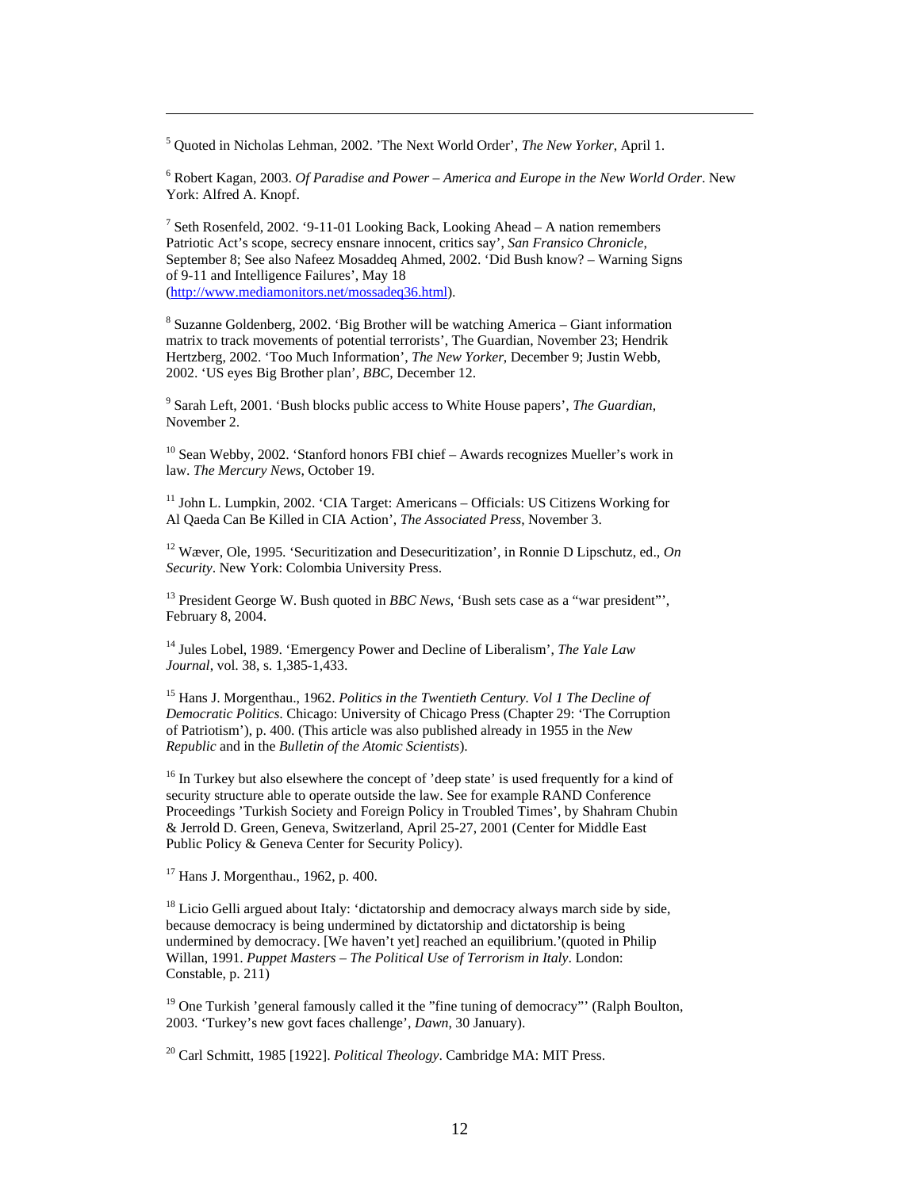[5] Quoted in Nicholas Lehman, 2002. 'The Next World Order', *The New Yorker*, April 1.

[6] Robert Kagan, 2003. *Of Paradise and Power – America and Europe in the New World Order*. New York: Alfred A. Knopf.

[7] Seth Rosenfeld, 2002. '9-11-01 Looking Back, Looking Ahead – A nation remembers Patriotic Act's scope, secrecy ensnare innocent, critics say', *San Fransico Chronicle*, September 8; See also Nafeez Mosaddeq Ahmed, 2002. 'Did Bush know? – Warning Signs of 9-11 and Intelligence Failures', May 18 (http://www.mediamonitors.net/mossadeq36.html).

[8] Suzanne Goldenberg, 2002. 'Big Brother will be watching America – Giant information matrix to track movements of potential terrorists', The Guardian, November 23; Hendrik Hertzberg, 2002. 'Too Much Information', *The New Yorker*, December 9; Justin Webb, 2002. 'US eyes Big Brother plan', *BBC*, December 12.

[9] Sarah Left, 2001. 'Bush blocks public access to White House papers', *The Guardian*, November 2.

[10] Sean Webby, 2002. 'Stanford honors FBI chief – Awards recognizes Mueller's work in law. *The Mercury News*, October 19.

[11] John L. Lumpkin, 2002. 'CIA Target: Americans – Officials: US Citizens Working for Al Qaeda Can Be Killed in CIA Action', *The Associated Press*, November 3.

[12] Wæver, Ole, 1995. 'Securitization and Desecuritization', in Ronnie D Lipschutz, ed., *On Security*. New York: Colombia University Press.

[13] President George W. Bush quoted in *BBC News*, 'Bush sets case as a "war president"', February 8, 2004.

[14] Jules Lobel, 1989. 'Emergency Power and Decline of Liberalism', *The Yale Law Journal*, vol. 38, s. 1,385-1,433.

[15] Hans J. Morgenthau., 1962. *Politics in the Twentieth Century. Vol 1 The Decline of Democratic Politics*. Chicago: University of Chicago Press (Chapter 29: 'The Corruption of Patriotism'), p. 400. (This article was also published already in 1955 in the *New Republic* and in the *Bulletin of the Atomic Scientists*).

[16] In Turkey but also elsewhere the concept of 'deep state' is used frequently for a kind of security structure able to operate outside the law. See for example RAND Conference Proceedings 'Turkish Society and Foreign Policy in Troubled Times', by Shahram Chubin & Jerrold D. Green, Geneva, Switzerland, April 25-27, 2001 (Center for Middle East Public Policy & Geneva Center for Security Policy).

[17] Hans J. Morgenthau., 1962, p. 400.

[18] Licio Gelli argued about Italy: 'dictatorship and democracy always march side by side, because democracy is being undermined by dictatorship and dictatorship is being undermined by democracy. [We haven't yet] reached an equilibrium.'(quoted in Philip Willan, 1991. *Puppet Masters – The Political Use of Terrorism in Italy*. London: Constable, p. 211)

[19] One Turkish 'general famously called it the "fine tuning of democracy"' (Ralph Boulton, 2003. 'Turkey's new govt faces challenge', *Dawn*, 30 January).

[20] Carl Schmitt, 1985 [1922]. *Political Theology*. Cambridge MA: MIT Press.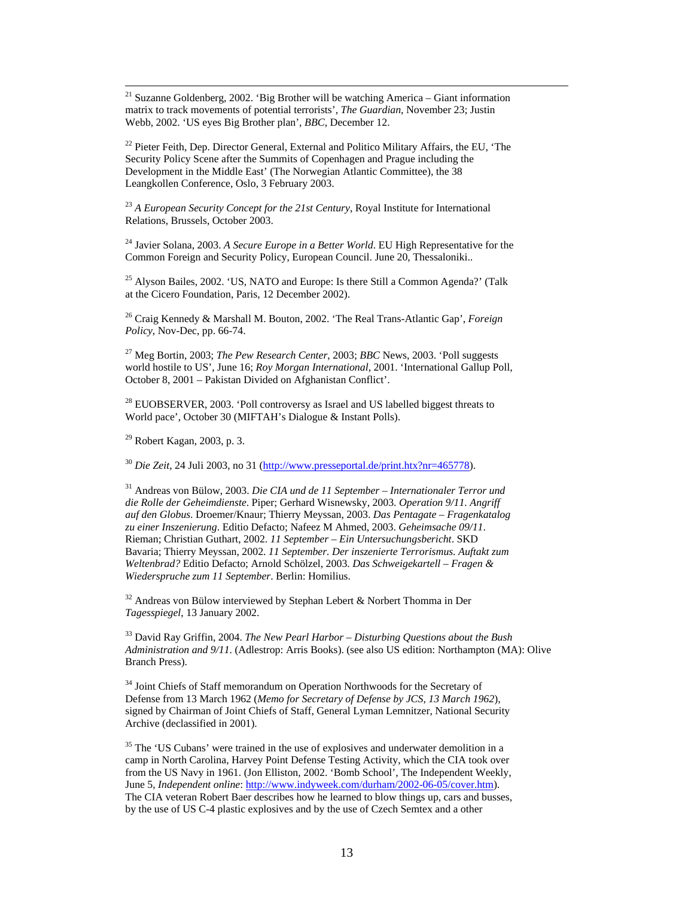[21] Suzanne Goldenberg, 2002. 'Big Brother will be watching America – Giant information matrix to track movements of potential terrorists', *The Guardian*, November 23; Justin Webb, 2002. 'US eyes Big Brother plan', *BBC*, December 12.

[22] Pieter Feith, Dep. Director General, External and Politico Military Affairs, the EU, 'The Security Policy Scene after the Summits of Copenhagen and Prague including the Development in the Middle East' (The Norwegian Atlantic Committee), the 38 Leangkollen Conference, Oslo, 3 February 2003.

[23] *A European Security Concept for the 21st Century*, Royal Institute for International Relations, Brussels, October 2003.

[24] Javier Solana, 2003. *A Secure Europe in a Better World*. EU High Representative for the Common Foreign and Security Policy, European Council. June 20, Thessaloniki..

[25] Alyson Bailes, 2002. 'US, NATO and Europe: Is there Still a Common Agenda?' (Talk at the Cicero Foundation, Paris, 12 December 2002).

[26] Craig Kennedy & Marshall M. Bouton, 2002. 'The Real Trans-Atlantic Gap', *Foreign Policy*, Nov-Dec, pp. 66-74.

[27] Meg Bortin, 2003; *The Pew Research Center*, 2003; *BBC* News, 2003. 'Poll suggests world hostile to US', June 16; *Roy Morgan International*, 2001. 'International Gallup Poll, October 8, 2001 – Pakistan Divided on Afghanistan Conflict'.

[28] EUOBSERVER, 2003. 'Poll controversy as Israel and US labelled biggest threats to World pace', October 30 (MIFTAH's Dialogue & Instant Polls).

[29] Robert Kagan, 2003, p. 3.

[30] *Die Zeit*, 24 Juli 2003, no 31 (http://www.presseportal.de/print.htx?nr=465778).

[31] Andreas von Bülow, 2003. *Die CIA und de 11 September – Internationaler Terror und die Rolle der Geheimdienste*. Piper; Gerhard Wisnewsky, 2003. *Operation 9/11. Angriff auf den Globus*. Droemer/Knaur; Thierry Meyssan, 2003. *Das Pentagate – Fragenkatalog zu einer Inszenierung*. Editio Defacto; Nafeez M Ahmed, 2003. *Geheimsache 09/11*. Rieman; Christian Guthart, 2002. *11 September – Ein Untersuchungsbericht*. SKD Bavaria; Thierry Meyssan, 2002. *11 September. Der inszenierte Terrorismus. Auftakt zum Weltenbrad?* Editio Defacto; Arnold Schölzel, 2003. *Das Schweigekartell – Fragen & Wiederspruche zum 11 September*. Berlin: Homilius.

[32] Andreas von Bülow interviewed by Stephan Lebert & Norbert Thomma in Der *Tagesspiegel*, 13 January 2002.

[33] David Ray Griffin, 2004. *The New Pearl Harbor – Disturbing Questions about the Bush Administration and 9/11*. (Adlestrop: Arris Books). (see also US edition: Northampton (MA): Olive Branch Press).

[34] Joint Chiefs of Staff memorandum on Operation Northwoods for the Secretary of Defense from 13 March 1962 (*Memo for Secretary of Defense by JCS, 13 March 1962*), signed by Chairman of Joint Chiefs of Staff, General Lyman Lemnitzer, National Security Archive (declassified in 2001).

[35] The 'US Cubans' were trained in the use of explosives and underwater demolition in a camp in North Carolina, Harvey Point Defense Testing Activity, which the CIA took over from the US Navy in 1961. (Jon Elliston, 2002. 'Bomb School', The Independent Weekly, June 5, *Independent online*: http://www.indyweek.com/durham/2002-06-05/cover.htm). The CIA veteran Robert Baer describes how he learned to blow things up, cars and busses, by the use of US C-4 plastic explosives and by the use of Czech Semtex and a other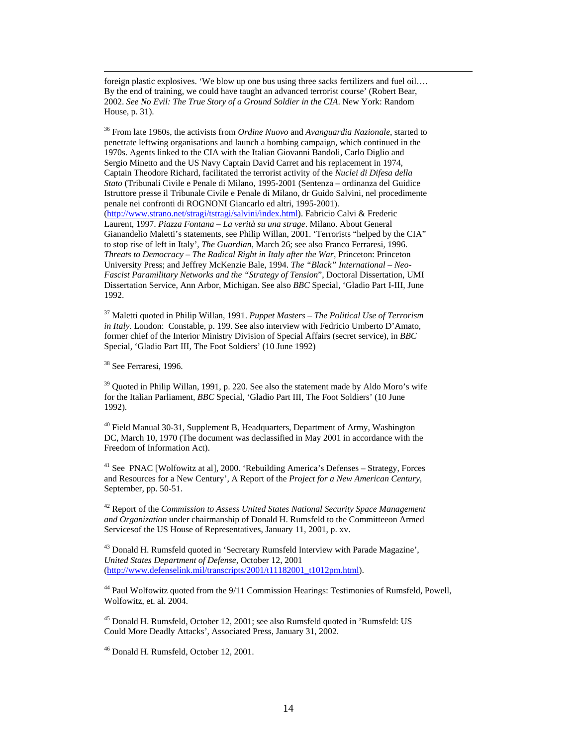foreign plastic explosives. 'We blow up one bus using three sacks fertilizers and fuel oil…. By the end of training, we could have taught an advanced terrorist course' (Robert Bear, 2002. *See No Evil: The True Story of a Ground Soldier in the CIA*. New York: Random House, p. 31).

[36] From late 1960s, the activists from *Ordine Nuovo* and *Avanguardia Nazionale*, started to penetrate leftwing organisations and launch a bombing campaign, which continued in the 1970s. Agents linked to the CIA with the Italian Giovanni Bandoli, Carlo Diglio and Sergio Minetto and the US Navy Captain David Carret and his replacement in 1974, Captain Theodore Richard, facilitated the terrorist activity of the *Nuclei di Difesa della Stato* (Tribunali Civile e Penale di Milano, 1995-2001 (Sentenza – ordinanza del Guidice Istruttore presse il Tribunale Civile e Penale di Milano, dr Guido Salvini, nel procedimente penale nei confronti di ROGNONI Giancarlo ed altri, 1995-2001). (http://www.strano.net/stragi/tstragi/salvini/index.html). Fabricio Calvi & Frederic Laurent, 1997. *Piazza Fontana – La verità su una strage*. Milano. About General Gianandelio Maletti's statements, see Philip Willan, 2001. 'Terrorists "helped by the CIA" to stop rise of left in Italy', *The Guardian*, March 26; see also Franco Ferraresi, 1996. *Threats to Democracy – The Radical Right in Italy after the War*, Princeton: Princeton University Press; and Jeffrey McKenzie Bale, 1994. *The "Black" International – Neo-Fascist Paramilitary Networks and the "Strategy of Tension*", Doctoral Dissertation, UMI Dissertation Service, Ann Arbor, Michigan. See also *BBC* Special, 'Gladio Part I-III, June 1992.

[37] Maletti quoted in Philip Willan, 1991. *Puppet Masters – The Political Use of Terrorism in Italy*. London: Constable, p. 199. See also interview with Fedricio Umberto D'Amato, former chief of the Interior Ministry Division of Special Affairs (secret service), in *BBC* Special, 'Gladio Part III, The Foot Soldiers' (10 June 1992)

[38] See Ferraresi, 1996.

[39] Quoted in Philip Willan, 1991, p. 220. See also the statement made by Aldo Moro's wife for the Italian Parliament, *BBC* Special, 'Gladio Part III, The Foot Soldiers' (10 June 1992).

[40] Field Manual 30-31, Supplement B, Headquarters, Department of Army, Washington DC, March 10, 1970 (The document was declassified in May 2001 in accordance with the Freedom of Information Act).

[41] See PNAC [Wolfowitz at al], 2000. 'Rebuilding America's Defenses – Strategy, Forces and Resources for a New Century', A Report of the *Project for a New American Century*, September, pp. 50-51.

[42] Report of the *Commission to Assess United States National Security Space Management and Organization* under chairmanship of Donald H. Rumsfeld to the Committeeon Armed Servicesof the US House of Representatives, January 11, 2001, p. xv.

[43] Donald H. Rumsfeld quoted in 'Secretary Rumsfeld Interview with Parade Magazine', *United States Department of Defense*, October 12, 2001 (http://www.defenselink.mil/transcripts/2001/t11182001_t1012pm.html).

[44] Paul Wolfowitz quoted from the 9/11 Commission Hearings: Testimonies of Rumsfeld, Powell, Wolfowitz, et. al. 2004.

[45] Donald H. Rumsfeld, October 12, 2001; see also Rumsfeld quoted in 'Rumsfeld: US Could More Deadly Attacks', Associated Press, January 31, 2002.

[46] Donald H. Rumsfeld, October 12, 2001.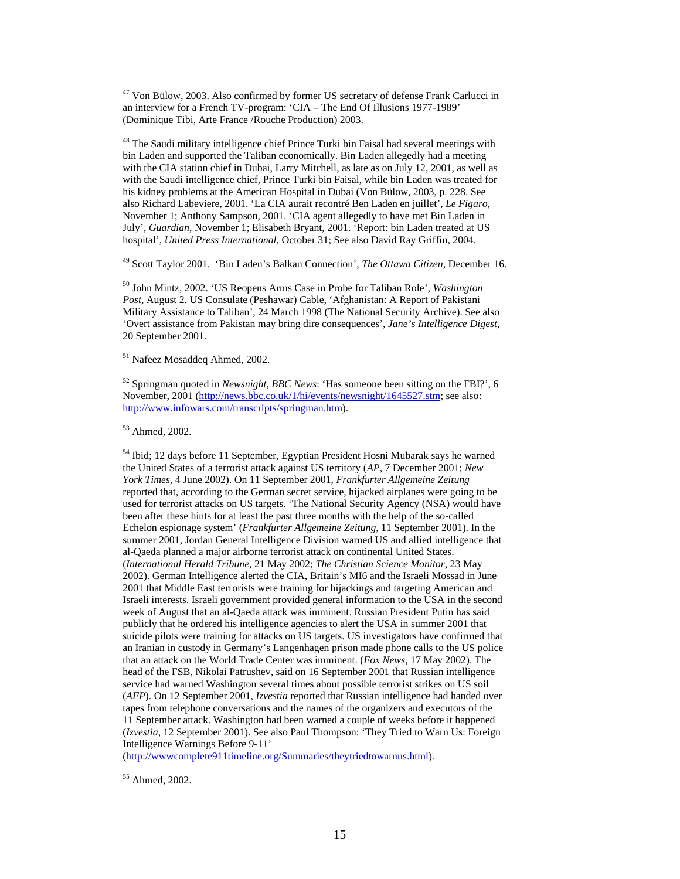[47] Von Bülow, 2003. Also confirmed by former US secretary of defense Frank Carlucci in an interview for a French TV-program: 'CIA – The End Of Illusions 1977-1989' (Dominique Tibi, Arte France /Rouche Production) 2003.

[48] The Saudi military intelligence chief Prince Turki bin Faisal had several meetings with bin Laden and supported the Taliban economically. Bin Laden allegedly had a meeting with the CIA station chief in Dubai, Larry Mitchell, as late as on July 12, 2001, as well as with the Saudi intelligence chief, Prince Turki bin Faisal, while bin Laden was treated for his kidney problems at the American Hospital in Dubai (Von Bülow, 2003, p. 228. See also Richard Labeviere, 2001. 'La CIA aurait recontré Ben Laden en juillet', *Le Figaro*, November 1; Anthony Sampson, 2001. 'CIA agent allegedly to have met Bin Laden in July', *Guardian*, November 1; Elisabeth Bryant, 2001. 'Report: bin Laden treated at US hospital', *United Press International*, October 31; See also David Ray Griffin, 2004.

[49] Scott Taylor 2001. 'Bin Laden's Balkan Connection', *The Ottawa Citizen*, December 16.

[50] John Mintz, 2002. 'US Reopens Arms Case in Probe for Taliban Role', *Washington Post*, August 2. US Consulate (Peshawar) Cable, 'Afghanistan: A Report of Pakistani Military Assistance to Taliban', 24 March 1998 (The National Security Archive). See also 'Overt assistance from Pakistan may bring dire consequences', *Jane's Intelligence Digest*, 20 September 2001.

[51] Nafeez Mosaddeq Ahmed, 2002.

[52] Springman quoted in *Newsnight, BBC News*: 'Has someone been sitting on the FBI?', 6 November, 2001 (http://news.bbc.co.uk/1/hi/events/newsnight/1645527.stm; see also: http://www.infowars.com/transcripts/springman.htm).

[53] Ahmed, 2002.

[54] Ibid; 12 days before 11 September, Egyptian President Hosni Mubarak says he warned the United States of a terrorist attack against US territory (*AP*, 7 December 2001; *New York Times*, 4 June 2002). On 11 September 2001, *Frankfurter Allgemeine Zeitung* reported that, according to the German secret service, hijacked airplanes were going to be used for terrorist attacks on US targets. 'The National Security Agency (NSA) would have been after these hints for at least the past three months with the help of the so-called Echelon espionage system' (*Frankfurter Allgemeine Zeitung*, 11 September 2001). In the summer 2001, Jordan General Intelligence Division warned US and allied intelligence that al-Qaeda planned a major airborne terrorist attack on continental United States. (*International Herald Tribune*, 21 May 2002; *The Christian Science Monitor*, 23 May 2002). German Intelligence alerted the CIA, Britain's MI6 and the Israeli Mossad in June 2001 that Middle East terrorists were training for hijackings and targeting American and Israeli interests. Israeli government provided general information to the USA in the second week of August that an al-Qaeda attack was imminent. Russian President Putin has said publicly that he ordered his intelligence agencies to alert the USA in summer 2001 that suicide pilots were training for attacks on US targets. US investigators have confirmed that an Iranian in custody in Germany's Langenhagen prison made phone calls to the US police that an attack on the World Trade Center was imminent. (*Fox News*, 17 May 2002). The head of the FSB, Nikolai Patrushev, said on 16 September 2001 that Russian intelligence service had warned Washington several times about possible terrorist strikes on US soil (*AFP*). On 12 September 2001, *Izvestia* reported that Russian intelligence had handed over tapes from telephone conversations and the names of the organizers and executors of the 11 September attack. Washington had been warned a couple of weeks before it happened (*Izvestia*, 12 September 2001). See also Paul Thompson: 'They Tried to Warn Us: Foreign Intelligence Warnings Before 9-11' (http://wwwcomplete911timeline.org/Summaries/theytriedtowarnus.html).

[55] Ahmed, 2002.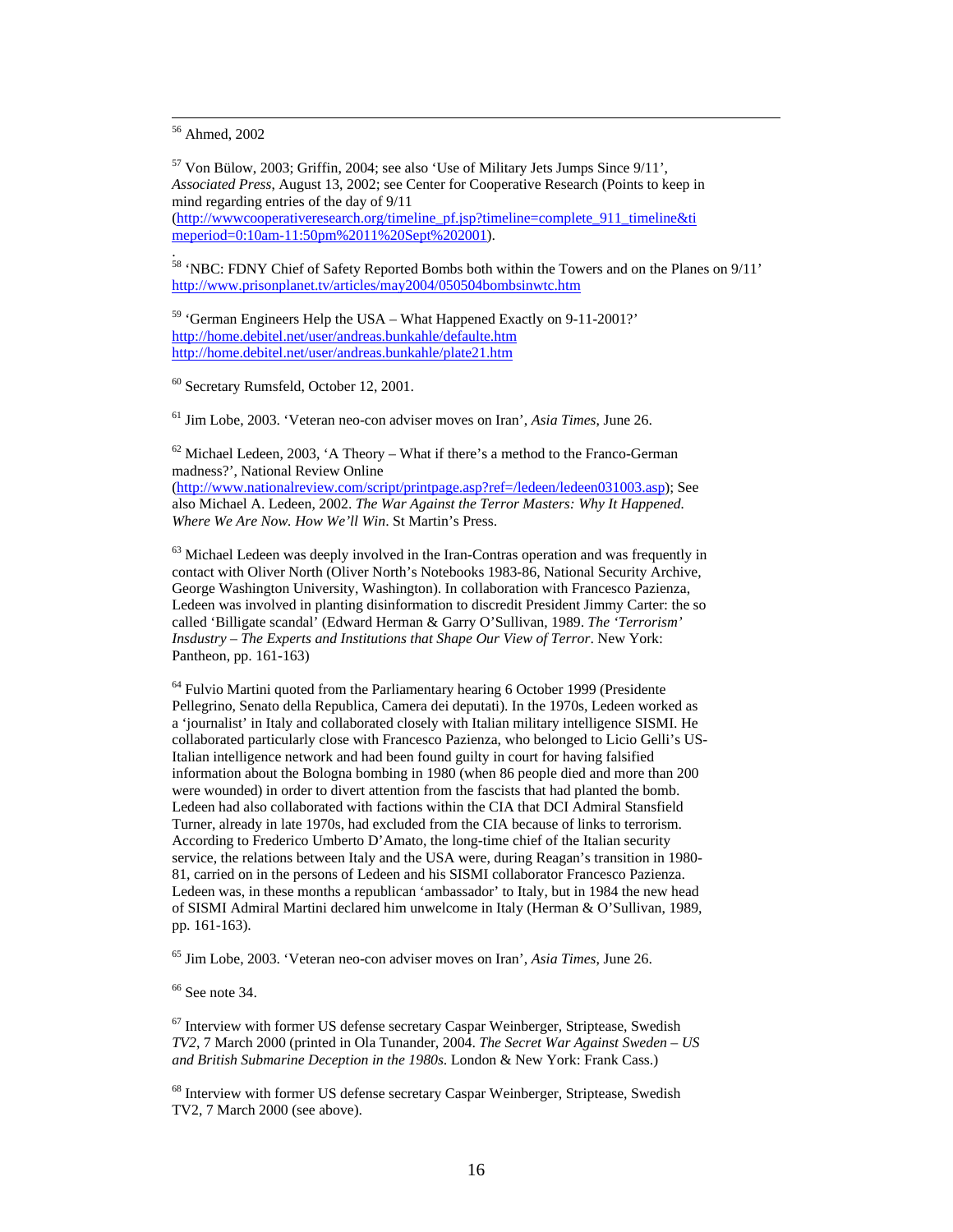[56] Ahmed, 2002

[57] Von Bülow, 2003; Griffin, 2004; see also 'Use of Military Jets Jumps Since 9/11', *Associated Press*, August 13, 2002; see Center for Cooperative Research (Points to keep in mind regarding entries of the day of 9/11 (http://wwwcooperativeresearch.org/timeline_pf.jsp?timeline=complete_911_timeline&timeperiod=0:10am-11:50pm%2011%20Sept%202001).

.
[58] 'NBC: FDNY Chief of Safety Reported Bombs both within the Towers and on the Planes on 9/11' http://www.prisonplanet.tv/articles/may2004/050504bombsinwtc.htm

[59] 'German Engineers Help the USA – What Happened Exactly on 9-11-2001?' http://home.debitel.net/user/andreas.bunkahle/defaulte.htm http://home.debitel.net/user/andreas.bunkahle/plate21.htm

[60] Secretary Rumsfeld, October 12, 2001.

[61] Jim Lobe, 2003. 'Veteran neo-con adviser moves on Iran', *Asia Times*, June 26.

[62] Michael Ledeen, 2003, 'A Theory – What if there's a method to the Franco-German madness?', National Review Online (http://www.nationalreview.com/script/printpage.asp?ref=/ledeen/ledeen031003.asp); See also Michael A. Ledeen, 2002. *The War Against the Terror Masters: Why It Happened. Where We Are Now. How We'll Win*. St Martin's Press.

[63] Michael Ledeen was deeply involved in the Iran-Contras operation and was frequently in contact with Oliver North (Oliver North's Notebooks 1983-86, National Security Archive, George Washington University, Washington). In collaboration with Francesco Pazienza, Ledeen was involved in planting disinformation to discredit President Jimmy Carter: the so called 'Billigate scandal' (Edward Herman & Garry O'Sullivan, 1989. *The 'Terrorism' Insdustry – The Experts and Institutions that Shape Our View of Terror*. New York: Pantheon, pp. 161-163)

[64] Fulvio Martini quoted from the Parliamentary hearing 6 October 1999 (Presidente Pellegrino, Senato della Republica, Camera dei deputati). In the 1970s, Ledeen worked as a 'journalist' in Italy and collaborated closely with Italian military intelligence SISMI. He collaborated particularly close with Francesco Pazienza, who belonged to Licio Gelli's US-Italian intelligence network and had been found guilty in court for having falsified information about the Bologna bombing in 1980 (when 86 people died and more than 200 were wounded) in order to divert attention from the fascists that had planted the bomb. Ledeen had also collaborated with factions within the CIA that DCI Admiral Stansfield Turner, already in late 1970s, had excluded from the CIA because of links to terrorism. According to Frederico Umberto D'Amato, the long-time chief of the Italian security service, the relations between Italy and the USA were, during Reagan's transition in 1980-81, carried on in the persons of Ledeen and his SISMI collaborator Francesco Pazienza. Ledeen was, in these months a republican 'ambassador' to Italy, but in 1984 the new head of SISMI Admiral Martini declared him unwelcome in Italy (Herman & O'Sullivan, 1989, pp. 161-163).

[65] Jim Lobe, 2003. 'Veteran neo-con adviser moves on Iran', *Asia Times*, June 26.

[66] See note 34.

[67] Interview with former US defense secretary Caspar Weinberger, Striptease, Swedish *TV2*, 7 March 2000 (printed in Ola Tunander, 2004. *The Secret War Against Sweden – US and British Submarine Deception in the 1980s*. London & New York: Frank Cass.)

[68] Interview with former US defense secretary Caspar Weinberger, Striptease, Swedish TV2, 7 March 2000 (see above).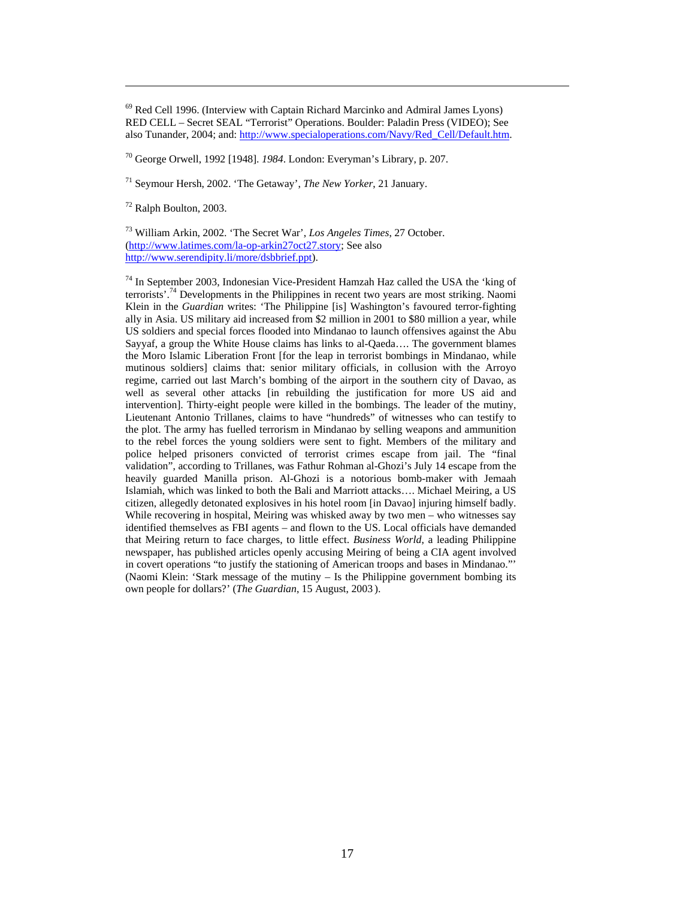[69] Red Cell 1996. (Interview with Captain Richard Marcinko and Admiral James Lyons) RED CELL – Secret SEAL "Terrorist" Operations. Boulder: Paladin Press (VIDEO); See also Tunander, 2004; and: http://www.specialoperations.com/Navy/Red_Cell/Default.htm.

[70] George Orwell, 1992 [1948]. *1984*. London: Everyman's Library, p. 207.

[71] Seymour Hersh, 2002. 'The Getaway', *The New Yorker*, 21 January.

[72] Ralph Boulton, 2003.

[73] William Arkin, 2002. 'The Secret War', *Los Angeles Times*, 27 October. (http://www.latimes.com/la-op-arkin27oct27.story; See also http://www.serendipity.li/more/dsbbrief.ppt).

[74] In September 2003, Indonesian Vice-President Hamzah Haz called the USA the 'king of terrorists'.[74] Developments in the Philippines in recent two years are most striking. Naomi Klein in the *Guardian* writes: 'The Philippine [is] Washington's favoured terror-fighting ally in Asia. US military aid increased from $2 million in 2001 to $80 million a year, while US soldiers and special forces flooded into Mindanao to launch offensives against the Abu Sayyaf, a group the White House claims has links to al-Qaeda…. The government blames the Moro Islamic Liberation Front [for the leap in terrorist bombings in Mindanao, while mutinous soldiers] claims that: senior military officials, in collusion with the Arroyo regime, carried out last March's bombing of the airport in the southern city of Davao, as well as several other attacks [in rebuilding the justification for more US aid and intervention]. Thirty-eight people were killed in the bombings. The leader of the mutiny, Lieutenant Antonio Trillanes, claims to have "hundreds" of witnesses who can testify to the plot. The army has fuelled terrorism in Mindanao by selling weapons and ammunition to the rebel forces the young soldiers were sent to fight. Members of the military and police helped prisoners convicted of terrorist crimes escape from jail. The "final validation", according to Trillanes, was Fathur Rohman al-Ghozi's July 14 escape from the heavily guarded Manilla prison. Al-Ghozi is a notorious bomb-maker with Jemaah Islamiah, which was linked to both the Bali and Marriott attacks…. Michael Meiring, a US citizen, allegedly detonated explosives in his hotel room [in Davao] injuring himself badly. While recovering in hospital, Meiring was whisked away by two men – who witnesses say identified themselves as FBI agents – and flown to the US. Local officials have demanded that Meiring return to face charges, to little effect. *Business World*, a leading Philippine newspaper, has published articles openly accusing Meiring of being a CIA agent involved in covert operations "to justify the stationing of American troops and bases in Mindanao."' (Naomi Klein: 'Stark message of the mutiny – Is the Philippine government bombing its own people for dollars?' (*The Guardian*, 15 August, 2003 ).